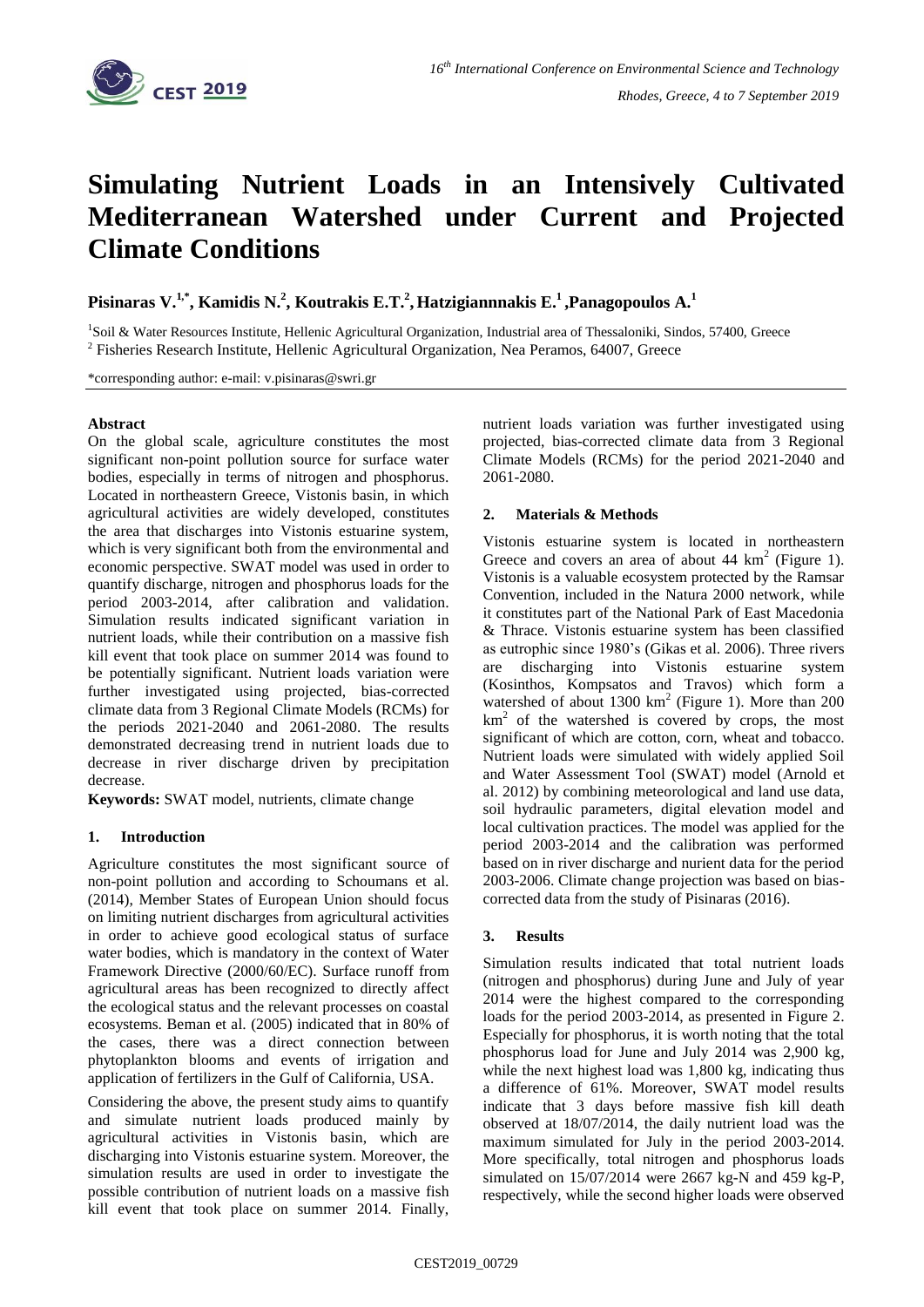# Simulating Nutrient Loads in an Intensively Cultivated Mediterranean Watershed under Current and Projected Climate Conditions

**Pisinaras V.[1,*], Kamidis N.[2], Koutrakis E.T.[2], Hatzigiannnakis E.[1], Panagopoulos A.[1]**

[1]Soil & Water Resources Institute, Hellenic Agricultural Organization, Industrial area of Thessaloniki, Sindos, 57400, Greece

[2] Fisheries Research Institute, Hellenic Agricultural Organization, Nea Peramos, 64007, Greece

*corresponding author: e-mail: v.pisinaras@swri.gr

**Abstract**

On the global scale, agriculture constitutes the most significant non-point pollution source for surface water bodies, especially in terms of nitrogen and phosphorus. Located in northeastern Greece, Vistonis basin, in which agricultural activities are widely developed, constitutes the area that discharges into Vistonis estuarine system, which is very significant both from the environmental and economic perspective. SWAT model was used in order to quantify discharge, nitrogen and phosphorus loads for the period 2003-2014, after calibration and validation. Simulation results indicated significant variation in nutrient loads, while their contribution on a massive fish kill event that took place on summer 2014 was found to be potentially significant. Nutrient loads variation were further investigated using projected, bias-corrected climate data from 3 Regional Climate Models (RCMs) for the periods 2021-2040 and 2061-2080. The results demonstrated decreasing trend in nutrient loads due to decrease in river discharge driven by precipitation decrease.

**Keywords:** SWAT model, nutrients, climate change

## 1. Introduction

Agriculture constitutes the most significant source of non-point pollution and according to Schoumans et al. (2014), Member States of European Union should focus on limiting nutrient discharges from agricultural activities in order to achieve good ecological status of surface water bodies, which is mandatory in the context of Water Framework Directive (2000/60/EC). Surface runoff from agricultural areas has been recognized to directly affect the ecological status and the relevant processes on coastal ecosystems. Beman et al. (2005) indicated that in 80% of the cases, there was a direct connection between phytoplankton blooms and events of irrigation and application of fertilizers in the Gulf of California, USA.

Considering the above, the present study aims to quantify and simulate nutrient loads produced mainly by agricultural activities in Vistonis basin, which are discharging into Vistonis estuarine system. Moreover, the simulation results are used in order to investigate the possible contribution of nutrient loads on a massive fish kill event that took place on summer 2014. Finally, nutrient loads variation was further investigated using projected, bias-corrected climate data from 3 Regional Climate Models (RCMs) for the period 2021-2040 and 2061-2080.

## 2. Materials & Methods

Vistonis estuarine system is located in northeastern Greece and covers an area of about 44 $km^2$ (Figure 1). Vistonis is a valuable ecosystem protected by the Ramsar Convention, included in the Natura 2000 network, while it constitutes part of the National Park of East Macedonia & Thrace. Vistonis estuarine system has been classified as eutrophic since 1980's (Gikas et al. 2006). Three rivers are discharging into Vistonis estuarine system (Kosinthos, Kompsatos and Travos) which form a watershed of about 1300 $km^2$ (Figure 1). More than 200 $km^2$ of the watershed is covered by crops, the most significant of which are cotton, corn, wheat and tobacco. Nutrient loads were simulated with widely applied Soil and Water Assessment Tool (SWAT) model (Arnold et al. 2012) by combining meteorological and land use data, soil hydraulic parameters, digital elevation model and local cultivation practices. The model was applied for the period 2003-2014 and the calibration was performed based on in river discharge and nurient data for the period 2003-2006. Climate change projection was based on bias-corrected data from the study of Pisinaras (2016).

## 3. Results

Simulation results indicated that total nutrient loads (nitrogen and phosphorus) during June and July of year 2014 were the highest compared to the corresponding loads for the period 2003-2014, as presented in Figure 2. Especially for phosphorus, it is worth noting that the total phosphorus load for June and July 2014 was 2,900 kg, while the next highest load was 1,800 kg, indicating thus a difference of 61%. Moreover, SWAT model results indicate that 3 days before massive fish kill death observed at 18/07/2014, the daily nutrient load was the maximum simulated for July in the period 2003-2014. More specifically, total nitrogen and phosphorus loads simulated on 15/07/2014 were 2667 kg-N and 459 kg-P, respectively, while the second higher loads were observed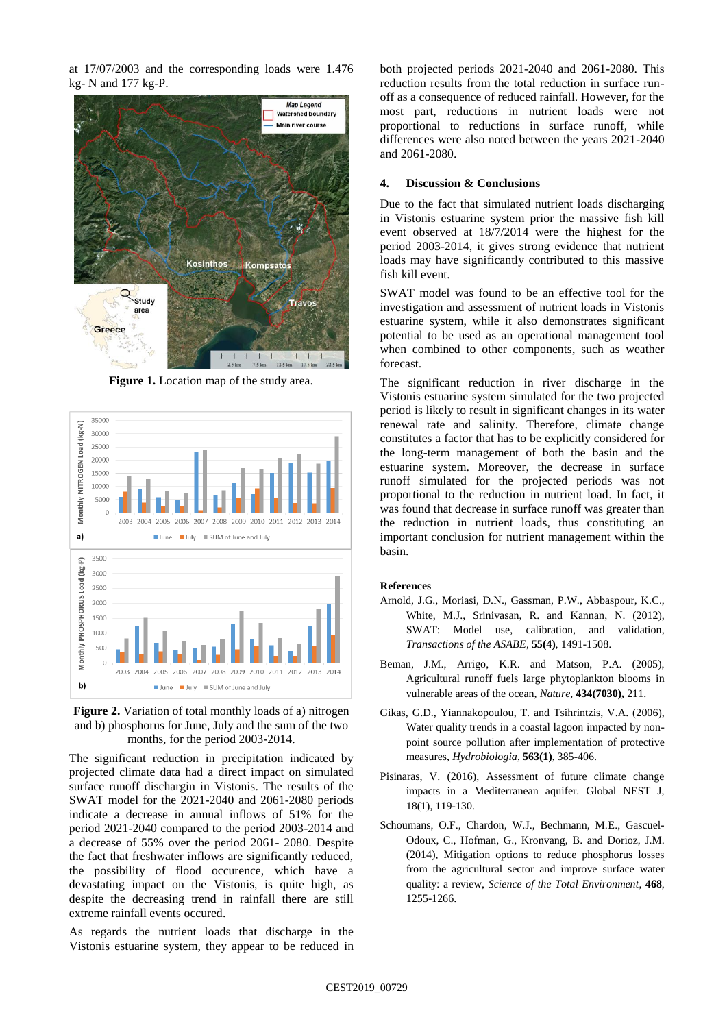at 17/07/2003 and the corresponding loads were 1.476 kg- N and 177 kg-P.

Map Legend
Watershed boundary
Main river course
Kosinthos
Kompsatos
Travos
Study area
Greece
2.5 km 7.5 km 12.5 km 17.5 km 22.5 km

**Figure 1.** Location map of the study area.

a)
Monthly NITROGEN Load (kg-N)
35000
30000
25000
20000
15000
10000
5000
0
2003 2004 2005 2006 2007 2008 2009 2010 2011 2012 2013 2014
June July SUM of June and July

b)
Monthly PHOSPHORUS Load (kg-P)
3500
3000
2500
2000
1500
1000
500
0
2003 2004 2005 2006 2007 2008 2009 2010 2011 2012 2013 2014
June July SUM of June and July

**Figure 2.** Variation of total monthly loads of a) nitrogen and b) phosphorus for June, July and the sum of the two months, for the period 2003-2014.

The significant reduction in precipitation indicated by projected climate data had a direct impact on simulated surface runoff dischargin in Vistonis. The results of the SWAT model for the 2021-2040 and 2061-2080 periods indicate a decrease in annual inflows of 51% for the period 2021-2040 compared to the period 2003-2014 and a decrease of 55% over the period 2061- 2080. Despite the fact that freshwater inflows are significantly reduced, the possibility of flood occurence, which have a devastating impact on the Vistonis, is quite high, as despite the decreasing trend in rainfall there are still extreme rainfall events occured.

As regards the nutrient loads that discharge in the Vistonis estuarine system, they appear to be reduced in both projected periods 2021-2040 and 2061-2080. This reduction results from the total reduction in surface runoff as a consequence of reduced rainfall. However, for the most part, reductions in nutrient loads were not proportional to reductions in surface runoff, while differences were also noted between the years 2021-2040 and 2061-2080.

## 4. Discussion & Conclusions

Due to the fact that simulated nutrient loads discharging in Vistonis estuarine system prior the massive fish kill event observed at 18/7/2014 were the highest for the period 2003-2014, it gives strong evidence that nutrient loads may have significantly contributed to this massive fish kill event.

SWAT model was found to be an effective tool for the investigation and assessment of nutrient loads in Vistonis estuarine system, while it also demonstrates significant potential to be used as an operational management tool when combined to other components, such as weather forecast.

The significant reduction in river discharge in the Vistonis estuarine system simulated for the two projected period is likely to result in significant changes in its water renewal rate and salinity. Therefore, climate change constitutes a factor that has to be explicitly considered for the long-term management of both the basin and the estuarine system. Moreover, the decrease in surface runoff simulated for the projected periods was not proportional to the reduction in nutrient load. In fact, it was found that decrease in surface runoff was greater than the reduction in nutrient loads, thus constituting an important conclusion for nutrient management within the basin.

### References

Arnold, J.G., Moriasi, D.N., Gassman, P.W., Abbaspour, K.C., White, M.J., Srinivasan, R. and Kannan, N. (2012), SWAT: Model use, calibration, and validation, *Transactions of the ASABE*, **55(4)**, 1491-1508.

Beman, J.M., Arrigo, K.R. and Matson, P.A. (2005), Agricultural runoff fuels large phytoplankton blooms in vulnerable areas of the ocean, *Nature*, **434(7030),** 211.

Gikas, G.D., Yiannakopoulou, T. and Tsihrintzis, V.A. (2006), Water quality trends in a coastal lagoon impacted by non-point source pollution after implementation of protective measures, *Hydrobiologia*, **563(1)**, 385-406.

Pisinaras, V. (2016), Assessment of future climate change impacts in a Mediterranean aquifer. Global NEST J, 18(1), 119-130.

Schoumans, O.F., Chardon, W.J., Bechmann, M.E., Gascuel-Odoux, C., Hofman, G., Kronvang, B. and Dorioz, J.M. (2014), Mitigation options to reduce phosphorus losses from the agricultural sector and improve surface water quality: a review, *Science of the Total Environment*, **468**, 1255-1266.